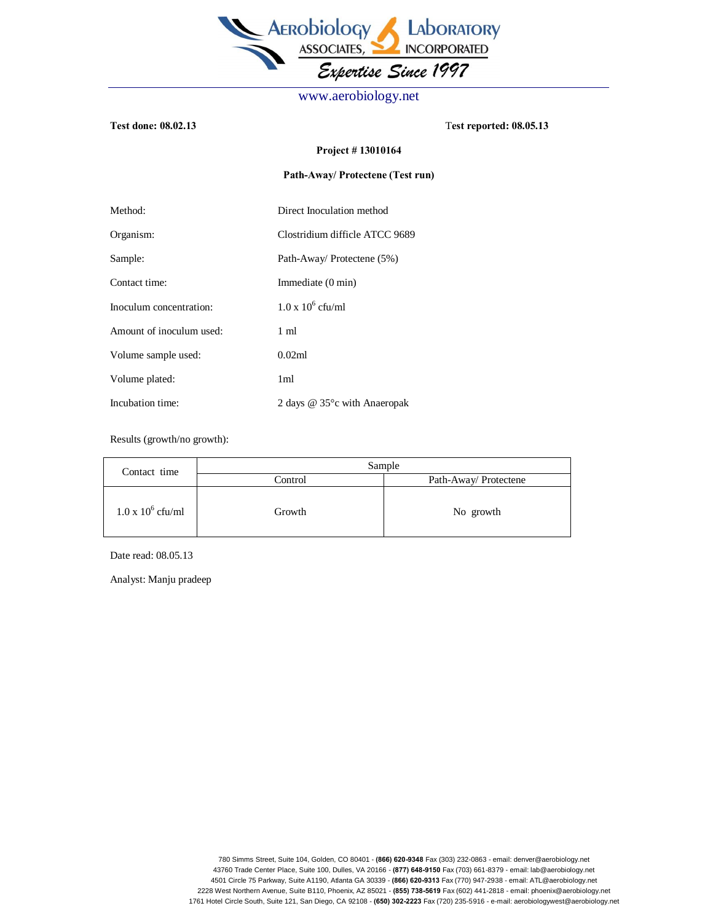# Aerobiology Laboratory Associates, Incorporated

*Expertise Since 1997*

www.aerobiology.net

**Test done: 08.02.13** **Test reported: 08.05.13**

**Project # 13010164**

**Path-Away/ Protectene (Test run)**

Method: Direct Inoculation method

Organism: Clostridium difficle ATCC 9689

Sample: Path-Away/ Protectene (5%)

Contact time: Immediate (0 min)

Inoculum concentration: $1.0 \times 10^6$ cfu/ml

Amount of inoculum used: 1 ml

Volume sample used: 0.02ml

Volume plated: 1ml

Incubation time: 2 days @ 35°c with Anaeropak

Results (growth/no growth):

| Contact time | Sample | |
|---|---|---|
| | Control | Path-Away/ Protectene |
| $1.0 \times 10^6$ cfu/ml | Growth | No growth |

Date read: 08.05.13

Analyst: Manju pradeep

780 Simms Street, Suite 104, Golden, CO 80401 - **(866) 620-9348** Fax (303) 232-0863 - email: denver@aerobiology.net
43760 Trade Center Place, Suite 100, Dulles, VA 20166 - **(877) 648-9150** Fax (703) 661-8379 - email: lab@aerobiology.net
4501 Circle 75 Parkway, Suite A1190, Atlanta GA 30339 - **(866) 620-9313** Fax (770) 947-2938 - email: ATL@aerobiology.net
2228 West Northern Avenue, Suite B110, Phoenix, AZ 85021 - **(855) 738-5619** Fax (602) 441-2818 - email: phoenix@aerobiology.net
1761 Hotel Circle South, Suite 121, San Diego, CA 92108 - **(650) 302-2223** Fax (720) 235-5916 - e-mail: aerobiologywest@aerobiology.net